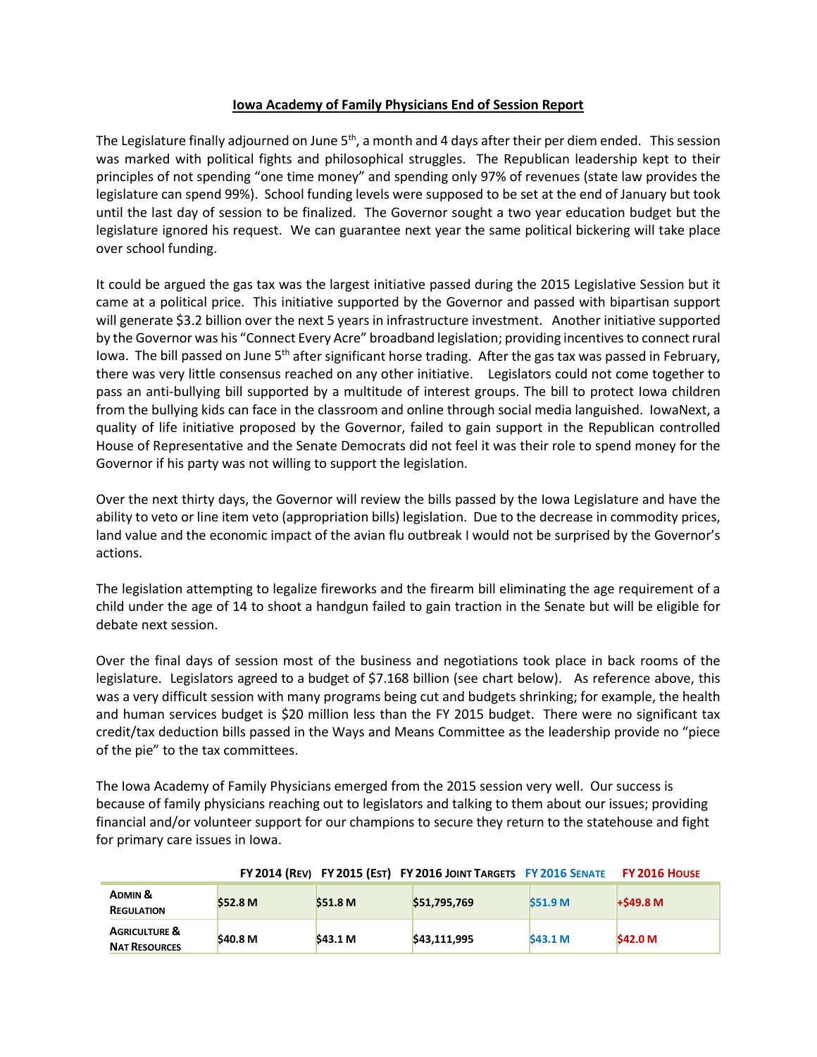# Iowa Academy of Family Physicians End of Session Report

The Legislature finally adjourned on June 5th, a month and 4 days after their per diem ended. This session was marked with political fights and philosophical struggles. The Republican leadership kept to their principles of not spending "one time money" and spending only 97% of revenues (state law provides the legislature can spend 99%). School funding levels were supposed to be set at the end of January but took until the last day of session to be finalized. The Governor sought a two year education budget but the legislature ignored his request. We can guarantee next year the same political bickering will take place over school funding.

It could be argued the gas tax was the largest initiative passed during the 2015 Legislative Session but it came at a political price. This initiative supported by the Governor and passed with bipartisan support will generate $3.2 billion over the next 5 years in infrastructure investment. Another initiative supported by the Governor was his "Connect Every Acre" broadband legislation; providing incentives to connect rural Iowa. The bill passed on June 5th after significant horse trading. After the gas tax was passed in February, there was very little consensus reached on any other initiative. Legislators could not come together to pass an anti-bullying bill supported by a multitude of interest groups. The bill to protect Iowa children from the bullying kids can face in the classroom and online through social media languished. IowaNext, a quality of life initiative proposed by the Governor, failed to gain support in the Republican controlled House of Representative and the Senate Democrats did not feel it was their role to spend money for the Governor if his party was not willing to support the legislation.

Over the next thirty days, the Governor will review the bills passed by the Iowa Legislature and have the ability to veto or line item veto (appropriation bills) legislation. Due to the decrease in commodity prices, land value and the economic impact of the avian flu outbreak I would not be surprised by the Governor's actions.

The legislation attempting to legalize fireworks and the firearm bill eliminating the age requirement of a child under the age of 14 to shoot a handgun failed to gain traction in the Senate but will be eligible for debate next session.

Over the final days of session most of the business and negotiations took place in back rooms of the legislature. Legislators agreed to a budget of $7.168 billion (see chart below). As reference above, this was a very difficult session with many programs being cut and budgets shrinking; for example, the health and human services budget is $20 million less than the FY 2015 budget. There were no significant tax credit/tax deduction bills passed in the Ways and Means Committee as the leadership provide no "piece of the pie" to the tax committees.

The Iowa Academy of Family Physicians emerged from the 2015 session very well. Our success is because of family physicians reaching out to legislators and talking to them about our issues; providing financial and/or volunteer support for our champions to secure they return to the statehouse and fight for primary care issues in Iowa.

| | FY 2014 (Rev) | FY 2015 (Est) | FY 2016 Joint Targets | FY 2016 Senate | FY 2016 House |
|---|---|---|---|---|---|
| **Admin & Regulation** | $52.8 M | $51.8 M | $51,795,769 | $51.9 M | +$49.8 M |
| **Agriculture & Nat Resources** | $40.8 M | $43.1 M | $43,111,995 | $43.1 M | $42.0 M |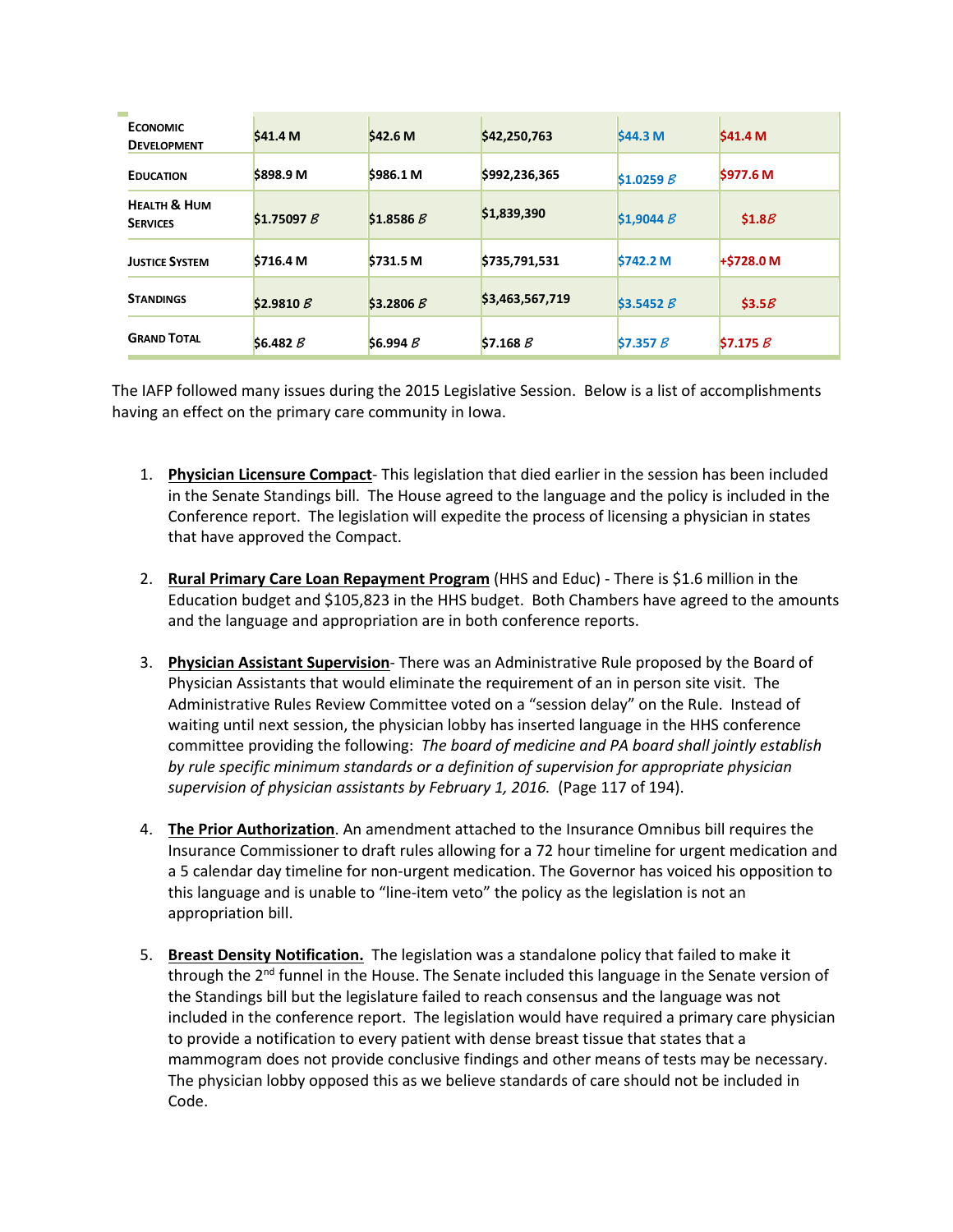| | | | | | |
|---|---|---|---|---|---|
| Economic Development | $41.4 M | $42.6 M | $42,250,763 | $44.3 M | $41.4 M |
| Education | $898.9 M | $986.1 M | $992,236,365 | $1.0259 B | $977.6 M |
| Health & Hum Services | $1.75097 B | $1.8586 B | $1,839,390 | $1,9044 B | $1.8B |
| Justice System | $716.4 M | $731.5 M | $735,791,531 | $742.2 M | +$728.0 M |
| Standings | $2.9810 B | $3.2806 B | $3,463,567,719 | $3.5452 B | $3.5B |
| Grand Total | $6.482 B | $6.994 B | $7.168 B | $7.357 B | $7.175 B |

The IAFP followed many issues during the 2015 Legislative Session. Below is a list of accomplishments having an effect on the primary care community in Iowa.

1. **Physician Licensure Compact**- This legislation that died earlier in the session has been included in the Senate Standings bill. The House agreed to the language and the policy is included in the Conference report. The legislation will expedite the process of licensing a physician in states that have approved the Compact.

2. **Rural Primary Care Loan Repayment Program** (HHS and Educ) - There is $1.6 million in the Education budget and $105,823 in the HHS budget. Both Chambers have agreed to the amounts and the language and appropriation are in both conference reports.

3. **Physician Assistant Supervision**- There was an Administrative Rule proposed by the Board of Physician Assistants that would eliminate the requirement of an in person site visit. The Administrative Rules Review Committee voted on a "session delay" on the Rule. Instead of waiting until next session, the physician lobby has inserted language in the HHS conference committee providing the following: *The board of medicine and PA board shall jointly establish by rule specific minimum standards or a definition of supervision for appropriate physician supervision of physician assistants by February 1, 2016.* (Page 117 of 194).

4. **The Prior Authorization**. An amendment attached to the Insurance Omnibus bill requires the Insurance Commissioner to draft rules allowing for a 72 hour timeline for urgent medication and a 5 calendar day timeline for non-urgent medication. The Governor has voiced his opposition to this language and is unable to "line-item veto" the policy as the legislation is not an appropriation bill.

5. **Breast Density Notification.** The legislation was a standalone policy that failed to make it through the 2nd funnel in the House. The Senate included this language in the Senate version of the Standings bill but the legislature failed to reach consensus and the language was not included in the conference report. The legislation would have required a primary care physician to provide a notification to every patient with dense breast tissue that states that a mammogram does not provide conclusive findings and other means of tests may be necessary. The physician lobby opposed this as we believe standards of care should not be included in Code.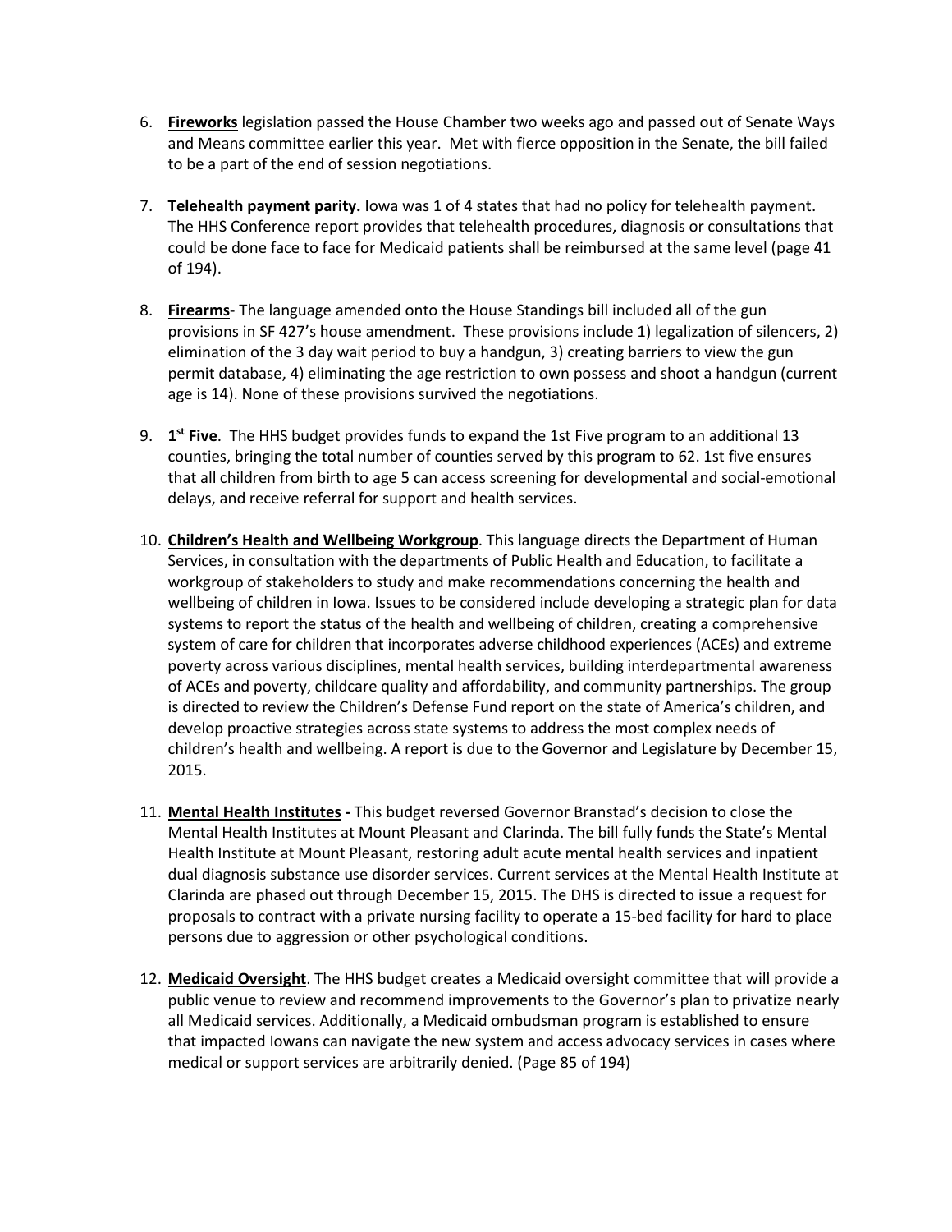6. **<u>Fireworks</u>** legislation passed the House Chamber two weeks ago and passed out of Senate Ways and Means committee earlier this year. Met with fierce opposition in the Senate, the bill failed to be a part of the end of session negotiations.

7. **<u>Telehealth payment parity.</u>** Iowa was 1 of 4 states that had no policy for telehealth payment. The HHS Conference report provides that telehealth procedures, diagnosis or consultations that could be done face to face for Medicaid patients shall be reimbursed at the same level (page 41 of 194).

8. **<u>Firearms</u>**- The language amended onto the House Standings bill included all of the gun provisions in SF 427's house amendment. These provisions include 1) legalization of silencers, 2) elimination of the 3 day wait period to buy a handgun, 3) creating barriers to view the gun permit database, 4) eliminating the age restriction to own possess and shoot a handgun (current age is 14). None of these provisions survived the negotiations.

9. **<u>1st Five</u>**. The HHS budget provides funds to expand the 1st Five program to an additional 13 counties, bringing the total number of counties served by this program to 62. 1st five ensures that all children from birth to age 5 can access screening for developmental and social-emotional delays, and receive referral for support and health services.

10. **<u>Children's Health and Wellbeing Workgroup</u>**. This language directs the Department of Human Services, in consultation with the departments of Public Health and Education, to facilitate a workgroup of stakeholders to study and make recommendations concerning the health and wellbeing of children in Iowa. Issues to be considered include developing a strategic plan for data systems to report the status of the health and wellbeing of children, creating a comprehensive system of care for children that incorporates adverse childhood experiences (ACEs) and extreme poverty across various disciplines, mental health services, building interdepartmental awareness of ACEs and poverty, childcare quality and affordability, and community partnerships. The group is directed to review the Children's Defense Fund report on the state of America's children, and develop proactive strategies across state systems to address the most complex needs of children's health and wellbeing. A report is due to the Governor and Legislature by December 15, 2015.

11. **<u>Mental Health Institutes</u> -** This budget reversed Governor Branstad's decision to close the Mental Health Institutes at Mount Pleasant and Clarinda. The bill fully funds the State's Mental Health Institute at Mount Pleasant, restoring adult acute mental health services and inpatient dual diagnosis substance use disorder services. Current services at the Mental Health Institute at Clarinda are phased out through December 15, 2015. The DHS is directed to issue a request for proposals to contract with a private nursing facility to operate a 15-bed facility for hard to place persons due to aggression or other psychological conditions.

12. **<u>Medicaid Oversight</u>**. The HHS budget creates a Medicaid oversight committee that will provide a public venue to review and recommend improvements to the Governor's plan to privatize nearly all Medicaid services. Additionally, a Medicaid ombudsman program is established to ensure that impacted Iowans can navigate the new system and access advocacy services in cases where medical or support services are arbitrarily denied. (Page 85 of 194)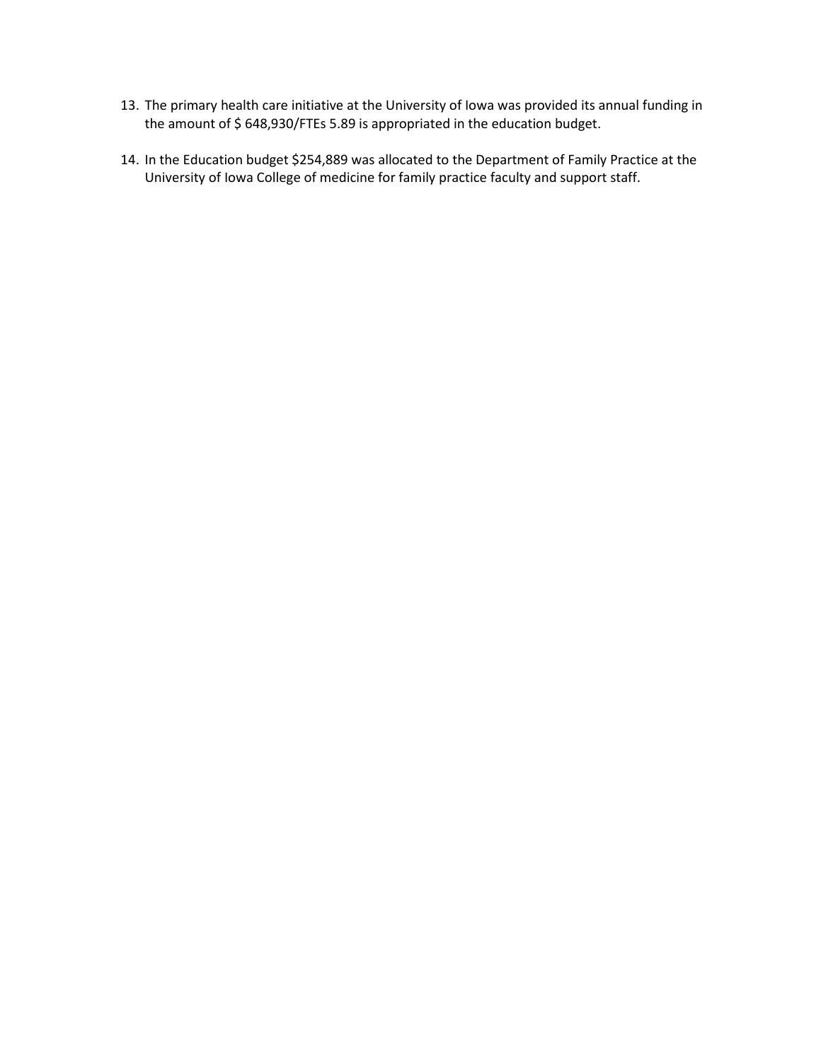13. The primary health care initiative at the University of Iowa was provided its annual funding in the amount of $ 648,930/FTEs 5.89 is appropriated in the education budget.

14. In the Education budget $254,889 was allocated to the Department of Family Practice at the University of Iowa College of medicine for family practice faculty and support staff.